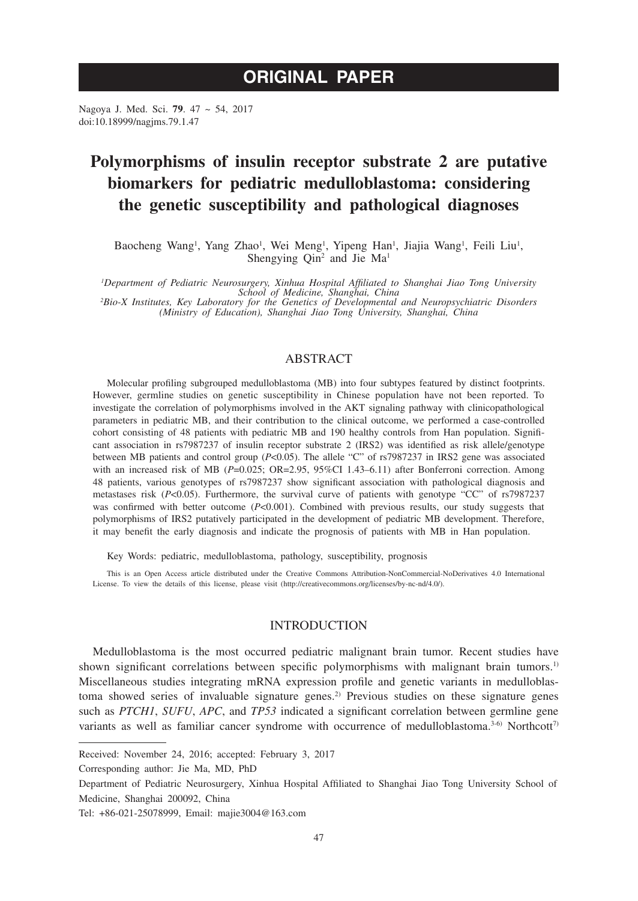# ORIGINAL PAPER

Nagoya J. Med. Sci. **79**. 47 ~ 54, 2017
doi:10.18999/nagjms.79.1.47

# Polymorphisms of insulin receptor substrate 2 are putative biomarkers for pediatric medulloblastoma: considering the genetic susceptibility and pathological diagnoses

Baocheng Wang[1], Yang Zhao[1], Wei Meng[1], Yipeng Han[1], Jiajia Wang[1], Feili Liu[1], Shengying Qin[2] and Jie Ma[1]

*[1]Department of Pediatric Neurosurgery, Xinhua Hospital Affiliated to Shanghai Jiao Tong University School of Medicine, Shanghai, China*
*[2]Bio-X Institutes, Key Laboratory for the Genetics of Developmental and Neuropsychiatric Disorders (Ministry of Education), Shanghai Jiao Tong University, Shanghai, China*

## ABSTRACT

Molecular profiling subgrouped medulloblastoma (MB) into four subtypes featured by distinct footprints. However, germline studies on genetic susceptibility in Chinese population have not been reported. To investigate the correlation of polymorphisms involved in the AKT signaling pathway with clinicopathological parameters in pediatric MB, and their contribution to the clinical outcome, we performed a case-controlled cohort consisting of 48 patients with pediatric MB and 190 healthy controls from Han population. Significant association in rs7987237 of insulin receptor substrate 2 (IRS2) was identified as risk allele/genotype between MB patients and control group ($P<0.05$). The allele "C" of rs7987237 in IRS2 gene was associated with an increased risk of MB ($P=0.025$; OR=2.95, 95%CI 1.43–6.11) after Bonferroni correction. Among 48 patients, various genotypes of rs7987237 show significant association with pathological diagnosis and metastases risk ($P<0.05$). Furthermore, the survival curve of patients with genotype "CC" of rs7987237 was confirmed with better outcome ($P<0.001$). Combined with previous results, our study suggests that polymorphisms of IRS2 putatively participated in the development of pediatric MB development. Therefore, it may benefit the early diagnosis and indicate the prognosis of patients with MB in Han population.

Key Words: pediatric, medulloblastoma, pathology, susceptibility, prognosis

This is an Open Access article distributed under the Creative Commons Attribution-NonCommercial-NoDerivatives 4.0 International License. To view the details of this license, please visit (http://creativecommons.org/licenses/by-nc-nd/4.0/).

## INTRODUCTION

Medulloblastoma is the most occurred pediatric malignant brain tumor. Recent studies have shown significant correlations between specific polymorphisms with malignant brain tumors.[1] Miscellaneous studies integrating mRNA expression profile and genetic variants in medulloblastoma showed series of invaluable signature genes.[2] Previous studies on these signature genes such as *PTCH1*, *SUFU*, *APC*, and *TP53* indicated a significant correlation between germline gene variants as well as familiar cancer syndrome with occurrence of medulloblastoma.[3-6] Northcott[7)

---

Received: November 24, 2016; accepted: February 3, 2017

Corresponding author: Jie Ma, MD, PhD

Department of Pediatric Neurosurgery, Xinhua Hospital Affiliated to Shanghai Jiao Tong University School of Medicine, Shanghai 200092, China

Tel: +86-021-25078999, Email: majie3004@163.com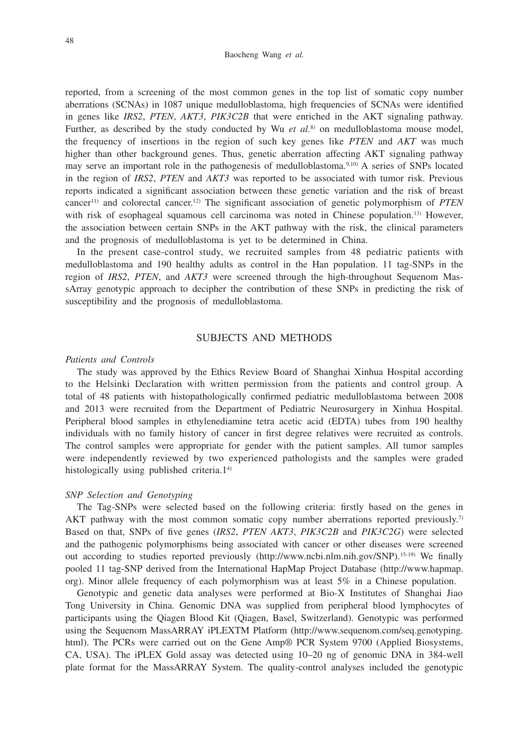reported, from a screening of the most common genes in the top list of somatic copy number aberrations (SCNAs) in 1087 unique medulloblastoma, high frequencies of SCNAs were identified in genes like *IRS2*, *PTEN*, *AKT3*, *PIK3C2B* that were enriched in the AKT signaling pathway. Further, as described by the study conducted by Wu *et al.*[8] on medulloblastoma mouse model, the frequency of insertions in the region of such key genes like *PTEN* and *AKT* was much higher than other background genes. Thus, genetic aberration affecting AKT signaling pathway may serve an important role in the pathogenesis of medulloblastoma.[9,10] A series of SNPs located in the region of *IRS2*, *PTEN* and *AKT3* was reported to be associated with tumor risk. Previous reports indicated a significant association between these genetic variation and the risk of breast cancer[11] and colorectal cancer.[12] The significant association of genetic polymorphism of *PTEN* with risk of esophageal squamous cell carcinoma was noted in Chinese population.[13] However, the association between certain SNPs in the AKT pathway with the risk, the clinical parameters and the prognosis of medulloblastoma is yet to be determined in China.

In the present case-control study, we recruited samples from 48 pediatric patients with medulloblastoma and 190 healthy adults as control in the Han population. 11 tag-SNPs in the region of *IRS2*, *PTEN*, and *AKT3* were screened through the high-throughout Sequenom MassArray genotypic approach to decipher the contribution of these SNPs in predicting the risk of susceptibility and the prognosis of medulloblastoma.

## SUBJECTS AND METHODS

### *Patients and Controls*

The study was approved by the Ethics Review Board of Shanghai Xinhua Hospital according to the Helsinki Declaration with written permission from the patients and control group. A total of 48 patients with histopathologically confirmed pediatric medulloblastoma between 2008 and 2013 were recruited from the Department of Pediatric Neurosurgery in Xinhua Hospital. Peripheral blood samples in ethylenediamine tetra acetic acid (EDTA) tubes from 190 healthy individuals with no family history of cancer in first degree relatives were recruited as controls. The control samples were appropriate for gender with the patient samples. All tumor samples were independently reviewed by two experienced pathologists and the samples were graded histologically using published criteria.1[4]

### *SNP Selection and Genotyping*

The Tag-SNPs were selected based on the following criteria: firstly based on the genes in AKT pathway with the most common somatic copy number aberrations reported previously.[7] Based on that, SNPs of five genes (*IRS2*, *PTEN AKT3*, *PIK3C2B* and *PIK3C2G*) were selected and the pathogenic polymorphisms being associated with cancer or other diseases were screened out according to studies reported previously (http://www.ncbi.nlm.nih.gov/SNP).[15-19] We finally pooled 11 tag-SNP derived from the International HapMap Project Database (http://www.hapmap.org). Minor allele frequency of each polymorphism was at least 5% in a Chinese population.

Genotypic and genetic data analyses were performed at Bio-X Institutes of Shanghai Jiao Tong University in China. Genomic DNA was supplied from peripheral blood lymphocytes of participants using the Qiagen Blood Kit (Qiagen, Basel, Switzerland). Genotypic was performed using the Sequenom MassARRAY iPLEXTM Platform (http://www.sequenom.com/seq.genotyping.html). The PCRs were carried out on the Gene Amp® PCR System 9700 (Applied Biosystems, CA, USA). The iPLEX Gold assay was detected using 10–20 ng of genomic DNA in 384-well plate format for the MassARRAY System. The quality-control analyses included the genotypic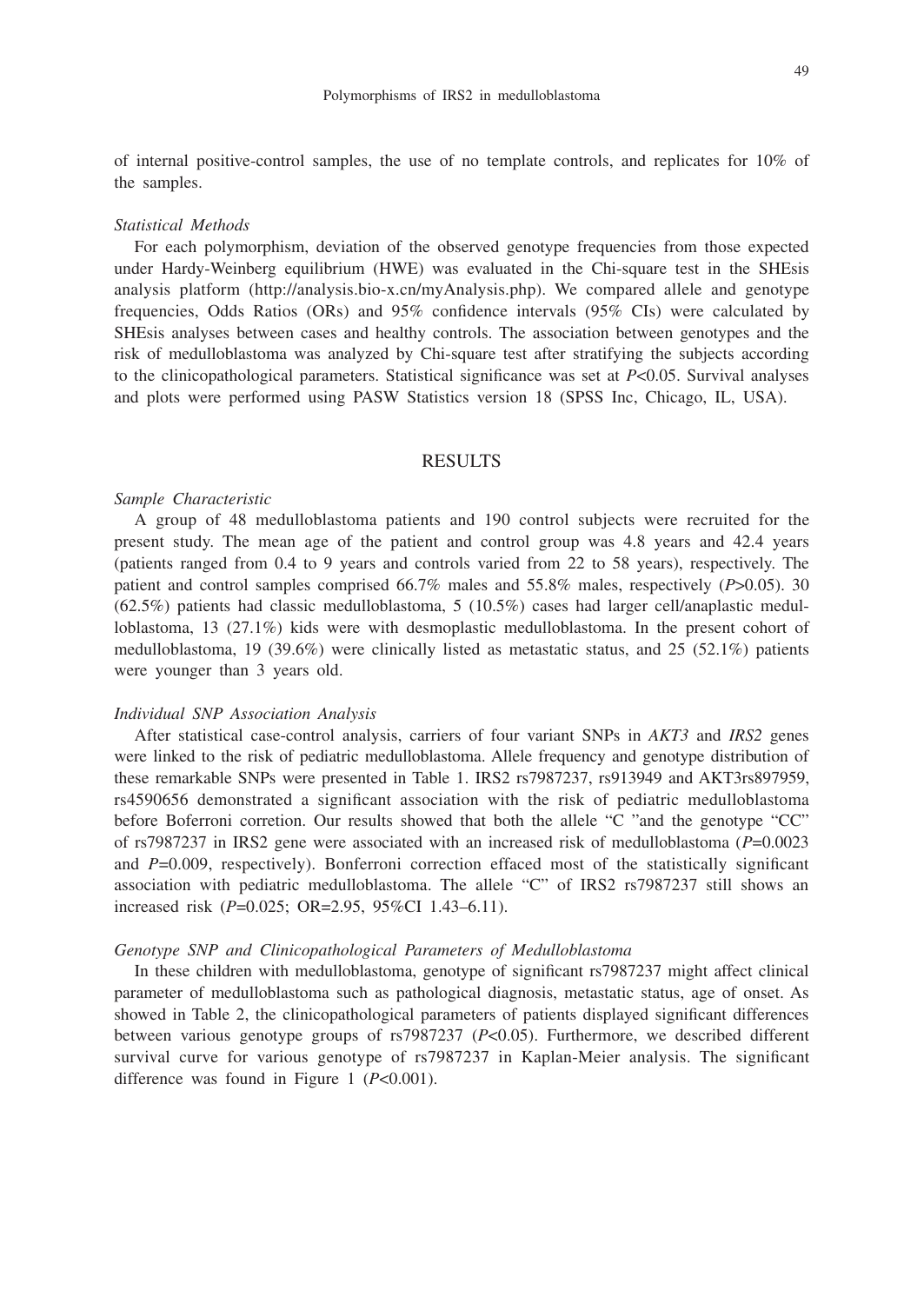of internal positive-control samples, the use of no template controls, and replicates for 10% of the samples.

*Statistical Methods*

For each polymorphism, deviation of the observed genotype frequencies from those expected under Hardy-Weinberg equilibrium (HWE) was evaluated in the Chi-square test in the SHEsis analysis platform (http://analysis.bio-x.cn/myAnalysis.php). We compared allele and genotype frequencies, Odds Ratios (ORs) and 95% confidence intervals (95% CIs) were calculated by SHEsis analyses between cases and healthy controls. The association between genotypes and the risk of medulloblastoma was analyzed by Chi-square test after stratifying the subjects according to the clinicopathological parameters. Statistical significance was set at $P<0.05$. Survival analyses and plots were performed using PASW Statistics version 18 (SPSS Inc, Chicago, IL, USA).

## RESULTS

*Sample Characteristic*

A group of 48 medulloblastoma patients and 190 control subjects were recruited for the present study. The mean age of the patient and control group was 4.8 years and 42.4 years (patients ranged from 0.4 to 9 years and controls varied from 22 to 58 years), respectively. The patient and control samples comprised 66.7% males and 55.8% males, respectively ($P>0.05$). 30 (62.5%) patients had classic medulloblastoma, 5 (10.5%) cases had larger cell/anaplastic medulloblastoma, 13 (27.1%) kids were with desmoplastic medulloblastoma. In the present cohort of medulloblastoma, 19 (39.6%) were clinically listed as metastatic status, and 25 (52.1%) patients were younger than 3 years old.

*Individual SNP Association Analysis*

After statistical case-control analysis, carriers of four variant SNPs in *AKT3* and *IRS2* genes were linked to the risk of pediatric medulloblastoma. Allele frequency and genotype distribution of these remarkable SNPs were presented in Table 1. IRS2 rs7987237, rs913949 and AKT3rs897959, rs4590656 demonstrated a significant association with the risk of pediatric medulloblastoma before Boferroni corretion. Our results showed that both the allele "C "and the genotype "CC" of rs7987237 in IRS2 gene were associated with an increased risk of medulloblastoma ($P=0.0023$ and $P=0.009$, respectively). Bonferroni correction effaced most of the statistically significant association with pediatric medulloblastoma. The allele "C" of IRS2 rs7987237 still shows an increased risk ($P=0.025$; OR=2.95, 95%CI 1.43–6.11).

*Genotype SNP and Clinicopathological Parameters of Medulloblastoma*

In these children with medulloblastoma, genotype of significant rs7987237 might affect clinical parameter of medulloblastoma such as pathological diagnosis, metastatic status, age of onset. As showed in Table 2, the clinicopathological parameters of patients displayed significant differences between various genotype groups of rs7987237 ($P<0.05$). Furthermore, we described different survival curve for various genotype of rs7987237 in Kaplan-Meier analysis. The significant difference was found in Figure 1 ($P<0.001$).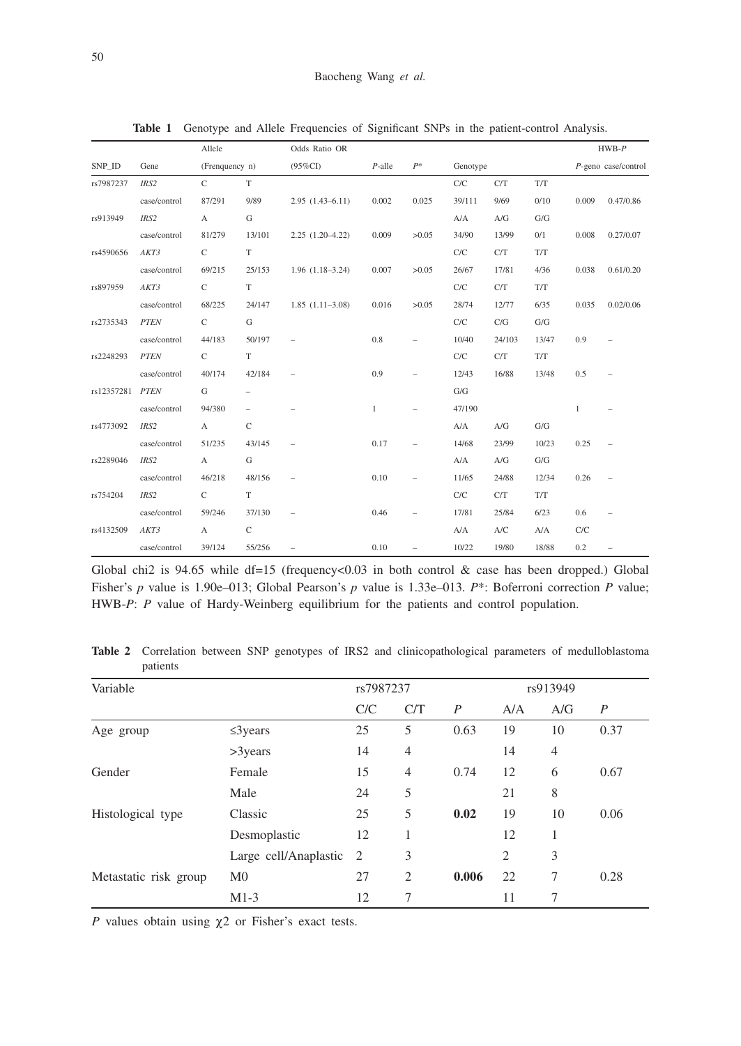**Table 1** Genotype and Allele Frequencies of Significant SNPs in the patient-control Analysis.

| SNP_ID | Gene | Allele (Frenquency n) | | Odds Ratio OR (95%CI) | $P$-alle | $P^*$ | Genotype | | | HWB-$P$ | |
|---|---|---|---|---|---|---|---|---|---|---|---|
| | | | | | | | | | | $P$-geno | case/control |
| rs7987237 | *IRS2* | C | T | | | | C/C | C/T | T/T | | |
| | case/control | 87/291 | 9/89 | 2.95 (1.43–6.11) | 0.002 | 0.025 | 39/111 | 9/69 | 0/10 | 0.009 | 0.47/0.86 |
| rs913949 | *IRS2* | A | G | | | | A/A | A/G | G/G | | |
| | case/control | 81/279 | 13/101 | 2.25 (1.20–4.22) | 0.009 | >0.05 | 34/90 | 13/99 | 0/1 | 0.008 | 0.27/0.07 |
| rs4590656 | *AKT3* | C | T | | | | C/C | C/T | T/T | | |
| | case/control | 69/215 | 25/153 | 1.96 (1.18–3.24) | 0.007 | >0.05 | 26/67 | 17/81 | 4/36 | 0.038 | 0.61/0.20 |
| rs897959 | *AKT3* | C | T | | | | C/C | C/T | T/T | | |
| | case/control | 68/225 | 24/147 | 1.85 (1.11–3.08) | 0.016 | >0.05 | 28/74 | 12/77 | 6/35 | 0.035 | 0.02/0.06 |
| rs2735343 | *PTEN* | C | G | | | | C/C | C/G | G/G | | |
| | case/control | 44/183 | 50/197 | – | 0.8 | – | 10/40 | 24/103 | 13/47 | 0.9 | – |
| rs2248293 | *PTEN* | C | T | | | | C/C | C/T | T/T | | |
| | case/control | 40/174 | 42/184 | – | 0.9 | – | 12/43 | 16/88 | 13/48 | 0.5 | – |
| rs12357281 | *PTEN* | G | – | | | | G/G | | | | |
| | case/control | 94/380 | – | – | 1 | – | 47/190 | | | 1 | – |
| rs4773092 | *IRS2* | A | C | | | | A/A | A/G | G/G | | |
| | case/control | 51/235 | 43/145 | – | 0.17 | – | 14/68 | 23/99 | 10/23 | 0.25 | – |
| rs2289046 | *IRS2* | A | G | | | | A/A | A/G | G/G | | |
| | case/control | 46/218 | 48/156 | – | 0.10 | – | 11/65 | 24/88 | 12/34 | 0.26 | – |
| rs754204 | *IRS2* | C | T | | | | C/C | C/T | T/T | | |
| | case/control | 59/246 | 37/130 | – | 0.46 | – | 17/81 | 25/84 | 6/23 | 0.6 | – |
| rs4132509 | *AKT3* | A | C | | | | A/A | A/C | A/A | C/C | |
| | case/control | 39/124 | 55/256 | – | 0.10 | – | 10/22 | 19/80 | 18/88 | 0.2 | – |

Global chi2 is 94.65 while df=15 (frequency<0.03 in both control & case has been dropped.) Global Fisher's $p$ value is 1.90e–013; Global Pearson's $p$ value is 1.33e–013. $P^*$: Boferroni correction $P$ value; HWB-$P$: $P$ value of Hardy-Weinberg equilibrium for the patients and control population.

**Table 2** Correlation between SNP genotypes of IRS2 and clinicopathological parameters of medulloblastoma patients

| Variable | | rs7987237 | | | rs913949 | | |
|---|---|---|---|---|---|---|---|
| | | C/C | C/T | $P$ | A/A | A/G | $P$ |
| Age group | ≤3years | 25 | 5 | 0.63 | 19 | 10 | 0.37 |
| | >3years | 14 | 4 | | 14 | 4 | |
| Gender | Female | 15 | 4 | 0.74 | 12 | 6 | 0.67 |
| | Male | 24 | 5 | | 21 | 8 | |
| Histological type | Classic | 25 | 5 | **0.02** | 19 | 10 | 0.06 |
| | Desmoplastic | 12 | 1 | | 12 | 1 | |
| | Large cell/Anaplastic | 2 | 3 | | 2 | 3 | |
| Metastatic risk group | M0 | 27 | 2 | **0.006** | 22 | 7 | 0.28 |
| | M1-3 | 12 | 7 | | 11 | 7 | |

$P$ values obtain using $\chi 2$ or Fisher's exact tests.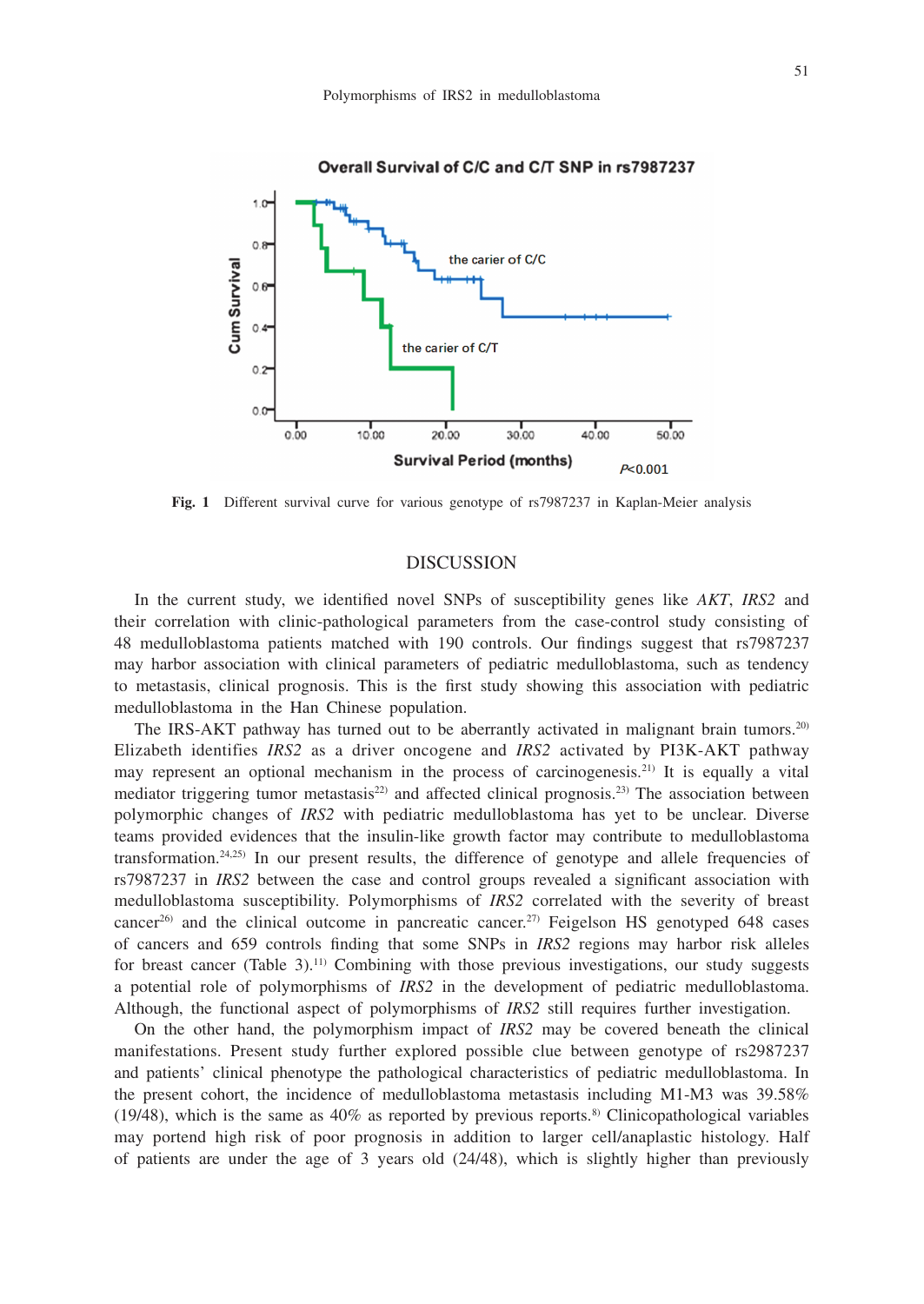Fig. 1 Different survival curve for various genotype of rs7987237 in Kaplan-Meier analysis

## DISCUSSION

In the current study, we identified novel SNPs of susceptibility genes like *AKT*, *IRS2* and their correlation with clinic-pathological parameters from the case-control study consisting of 48 medulloblastoma patients matched with 190 controls. Our findings suggest that rs7987237 may harbor association with clinical parameters of pediatric medulloblastoma, such as tendency to metastasis, clinical prognosis. This is the first study showing this association with pediatric medulloblastoma in the Han Chinese population.

The IRS-AKT pathway has turned out to be aberrantly activated in malignant brain tumors.[20] Elizabeth identifies *IRS2* as a driver oncogene and *IRS2* activated by PI3K-AKT pathway may represent an optional mechanism in the process of carcinogenesis.[21] It is equally a vital mediator triggering tumor metastasis[22] and affected clinical prognosis.[23] The association between polymorphic changes of *IRS2* with pediatric medulloblastoma has yet to be unclear. Diverse teams provided evidences that the insulin-like growth factor may contribute to medulloblastoma transformation.[24,25] In our present results, the difference of genotype and allele frequencies of rs7987237 in *IRS2* between the case and control groups revealed a significant association with medulloblastoma susceptibility. Polymorphisms of *IRS2* correlated with the severity of breast cancer[26] and the clinical outcome in pancreatic cancer.[27] Feigelson HS genotyped 648 cases of cancers and 659 controls finding that some SNPs in *IRS2* regions may harbor risk alleles for breast cancer (Table 3).[11] Combining with those previous investigations, our study suggests a potential role of polymorphisms of *IRS2* in the development of pediatric medulloblastoma. Although, the functional aspect of polymorphisms of *IRS2* still requires further investigation.

On the other hand, the polymorphism impact of *IRS2* may be covered beneath the clinical manifestations. Present study further explored possible clue between genotype of rs2987237 and patients' clinical phenotype the pathological characteristics of pediatric medulloblastoma. In the present cohort, the incidence of medulloblastoma metastasis including M1-M3 was 39.58% (19/48), which is the same as 40% as reported by previous reports.[8] Clinicopathological variables may portend high risk of poor prognosis in addition to larger cell/anaplastic histology. Half of patients are under the age of 3 years old (24/48), which is slightly higher than previously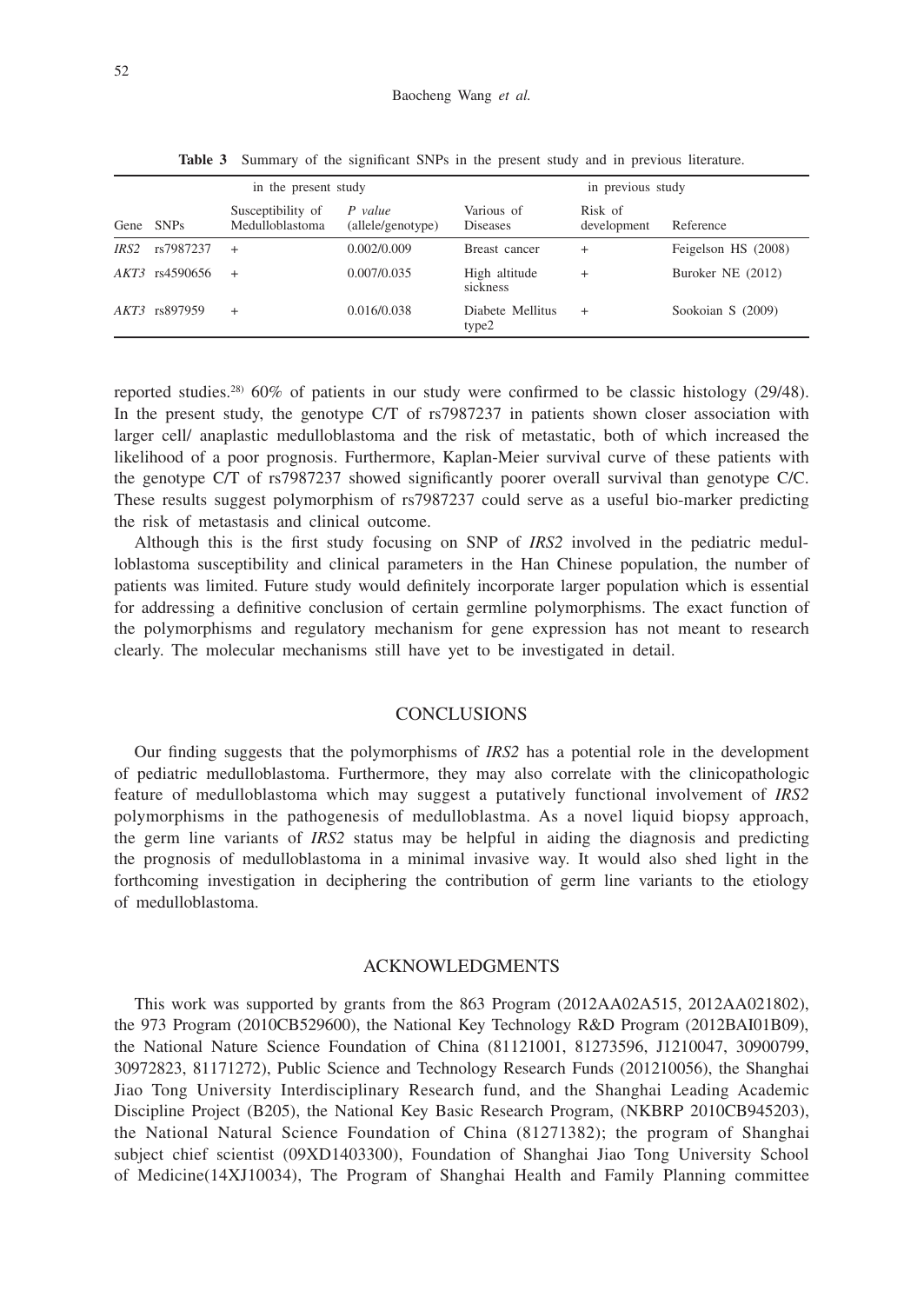**Table 3** Summary of the significant SNPs in the present study and in previous literature.

| | | in the present study | | in previous study | | |
|---|---|---|---|---|---|---|
| Gene | SNPs | Susceptibility of Medulloblastoma | *P value* (allele/genotype) | Various of Diseases | Risk of development | Reference |
| *IRS2* | rs7987237 | + | 0.002/0.009 | Breast cancer | + | Feigelson HS (2008) |
| *AKT3* | rs4590656 | + | 0.007/0.035 | High altitude sickness | + | Buroker NE (2012) |
| *AKT3* | rs897959 | + | 0.016/0.038 | Diabete Mellitus type2 | + | Sookoian S (2009) |

reported studies.[28] 60% of patients in our study were confirmed to be classic histology (29/48). In the present study, the genotype C/T of rs7987237 in patients shown closer association with larger cell/ anaplastic medulloblastoma and the risk of metastatic, both of which increased the likelihood of a poor prognosis. Furthermore, Kaplan-Meier survival curve of these patients with the genotype C/T of rs7987237 showed significantly poorer overall survival than genotype C/C. These results suggest polymorphism of rs7987237 could serve as a useful bio-marker predicting the risk of metastasis and clinical outcome.

Although this is the first study focusing on SNP of *IRS2* involved in the pediatric medulloblastoma susceptibility and clinical parameters in the Han Chinese population, the number of patients was limited. Future study would definitely incorporate larger population which is essential for addressing a definitive conclusion of certain germline polymorphisms. The exact function of the polymorphisms and regulatory mechanism for gene expression has not meant to research clearly. The molecular mechanisms still have yet to be investigated in detail.

## CONCLUSIONS

Our finding suggests that the polymorphisms of *IRS2* has a potential role in the development of pediatric medulloblastoma. Furthermore, they may also correlate with the clinicopathologic feature of medulloblastoma which may suggest a putatively functional involvement of *IRS2* polymorphisms in the pathogenesis of medulloblastma. As a novel liquid biopsy approach, the germ line variants of *IRS2* status may be helpful in aiding the diagnosis and predicting the prognosis of medulloblastoma in a minimal invasive way. It would also shed light in the forthcoming investigation in deciphering the contribution of germ line variants to the etiology of medulloblastoma.

## ACKNOWLEDGMENTS

This work was supported by grants from the 863 Program (2012AA02A515, 2012AA021802), the 973 Program (2010CB529600), the National Key Technology R&D Program (2012BAI01B09), the National Nature Science Foundation of China (81121001, 81273596, J1210047, 30900799, 30972823, 81171272), Public Science and Technology Research Funds (201210056), the Shanghai Jiao Tong University Interdisciplinary Research fund, and the Shanghai Leading Academic Discipline Project (B205), the National Key Basic Research Program, (NKBRP 2010CB945203), the National Natural Science Foundation of China (81271382); the program of Shanghai subject chief scientist (09XD1403300), Foundation of Shanghai Jiao Tong University School of Medicine(14XJ10034), The Program of Shanghai Health and Family Planning committee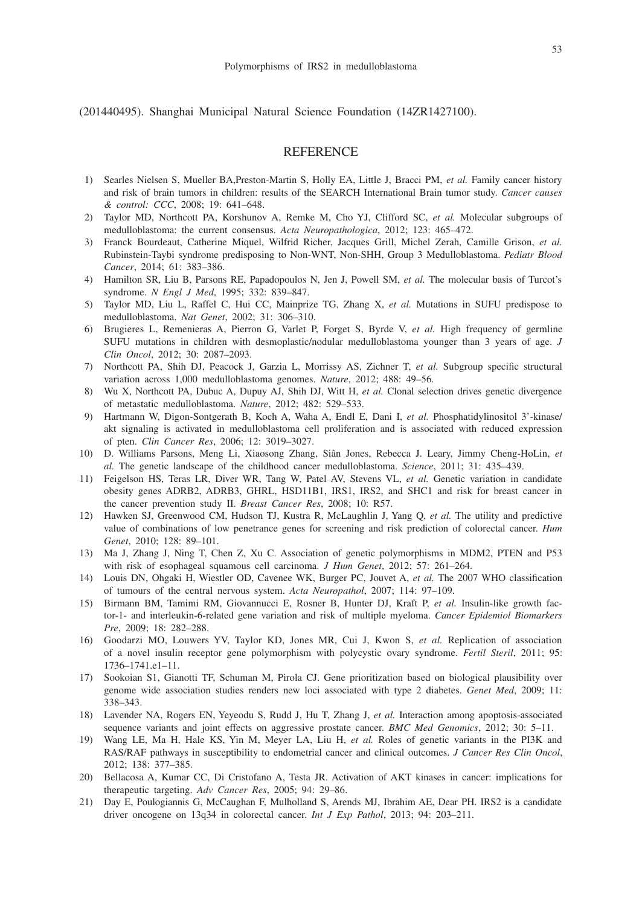(201440495). Shanghai Municipal Natural Science Foundation (14ZR1427100).

## REFERENCE

1) Searles Nielsen S, Mueller BA,Preston-Martin S, Holly EA, Little J, Bracci PM, *et al.* Family cancer history and risk of brain tumors in children: results of the SEARCH International Brain tumor study. *Cancer causes & control: CCC*, 2008; 19: 641–648.
2) Taylor MD, Northcott PA, Korshunov A, Remke M, Cho YJ, Clifford SC, *et al.* Molecular subgroups of medulloblastoma: the current consensus. *Acta Neuropathologica*, 2012; 123: 465–472.
3) Franck Bourdeaut, Catherine Miquel, Wilfrid Richer, Jacques Grill, Michel Zerah, Camille Grison, *et al.* Rubinstein-Taybi syndrome predisposing to Non-WNT, Non-SHH, Group 3 Medulloblastoma. *Pediatr Blood Cancer*, 2014; 61: 383–386.
4) Hamilton SR, Liu B, Parsons RE, Papadopoulos N, Jen J, Powell SM, *et al.* The molecular basis of Turcot's syndrome. *N Engl J Med*, 1995; 332: 839–847.
5) Taylor MD, Liu L, Raffel C, Hui CC, Mainprize TG, Zhang X, *et al.* Mutations in SUFU predispose to medulloblastoma. *Nat Genet*, 2002; 31: 306–310.
6) Brugieres L, Remenieras A, Pierron G, Varlet P, Forget S, Byrde V, *et al.* High frequency of germline SUFU mutations in children with desmoplastic/nodular medulloblastoma younger than 3 years of age. *J Clin Oncol*, 2012; 30: 2087–2093.
7) Northcott PA, Shih DJ, Peacock J, Garzia L, Morrissy AS, Zichner T, *et al.* Subgroup specific structural variation across 1,000 medulloblastoma genomes. *Nature*, 2012; 488: 49–56.
8) Wu X, Northcott PA, Dubuc A, Dupuy AJ, Shih DJ, Witt H, *et al.* Clonal selection drives genetic divergence of metastatic medulloblastoma. *Nature*, 2012; 482: 529–533.
9) Hartmann W, Digon-Sontgerath B, Koch A, Waha A, Endl E, Dani I, *et al.* Phosphatidylinositol 3'-kinase/akt signaling is activated in medulloblastoma cell proliferation and is associated with reduced expression of pten. *Clin Cancer Res*, 2006; 12: 3019–3027.
10) D. Williams Parsons, Meng Li, Xiaosong Zhang, Siân Jones, Rebecca J. Leary, Jimmy Cheng-HoLin, *et al.* The genetic landscape of the childhood cancer medulloblastoma. *Science*, 2011; 31: 435–439.
11) Feigelson HS, Teras LR, Diver WR, Tang W, Patel AV, Stevens VL, *et al.* Genetic variation in candidate obesity genes ADRB2, ADRB3, GHRL, HSD11B1, IRS1, IRS2, and SHC1 and risk for breast cancer in the cancer prevention study II. *Breast Cancer Res*, 2008; 10: R57.
12) Hawken SJ, Greenwood CM, Hudson TJ, Kustra R, McLaughlin J, Yang Q, *et al.* The utility and predictive value of combinations of low penetrance genes for screening and risk prediction of colorectal cancer. *Hum Genet*, 2010; 128: 89–101.
13) Ma J, Zhang J, Ning T, Chen Z, Xu C. Association of genetic polymorphisms in MDM2, PTEN and P53 with risk of esophageal squamous cell carcinoma. *J Hum Genet*, 2012; 57: 261–264.
14) Louis DN, Ohgaki H, Wiestler OD, Cavenee WK, Burger PC, Jouvet A, *et al.* The 2007 WHO classification of tumours of the central nervous system. *Acta Neuropathol*, 2007; 114: 97–109.
15) Birmann BM, Tamimi RM, Giovannucci E, Rosner B, Hunter DJ, Kraft P, *et al.* Insulin-like growth factor-1- and interleukin-6-related gene variation and risk of multiple myeloma. *Cancer Epidemiol Biomarkers Pre*, 2009; 18: 282–288.
16) Goodarzi MO, Louwers YV, Taylor KD, Jones MR, Cui J, Kwon S, *et al.* Replication of association of a novel insulin receptor gene polymorphism with polycystic ovary syndrome. *Fertil Steril*, 2011; 95: 1736–1741.e1–11.
17) Sookoian S1, Gianotti TF, Schuman M, Pirola CJ. Gene prioritization based on biological plausibility over genome wide association studies renders new loci associated with type 2 diabetes. *Genet Med*, 2009; 11: 338–343.
18) Lavender NA, Rogers EN, Yeyeodu S, Rudd J, Hu T, Zhang J, *et al.* Interaction among apoptosis-associated sequence variants and joint effects on aggressive prostate cancer. *BMC Med Genomics*, 2012; 30: 5–11.
19) Wang LE, Ma H, Hale KS, Yin M, Meyer LA, Liu H, *et al.* Roles of genetic variants in the PI3K and RAS/RAF pathways in susceptibility to endometrial cancer and clinical outcomes. *J Cancer Res Clin Oncol*, 2012; 138: 377–385.
20) Bellacosa A, Kumar CC, Di Cristofano A, Testa JR. Activation of AKT kinases in cancer: implications for therapeutic targeting. *Adv Cancer Res*, 2005; 94: 29–86.
21) Day E, Poulogiannis G, McCaughan F, Mulholland S, Arends MJ, Ibrahim AE, Dear PH. IRS2 is a candidate driver oncogene on 13q34 in colorectal cancer. *Int J Exp Pathol*, 2013; 94: 203–211.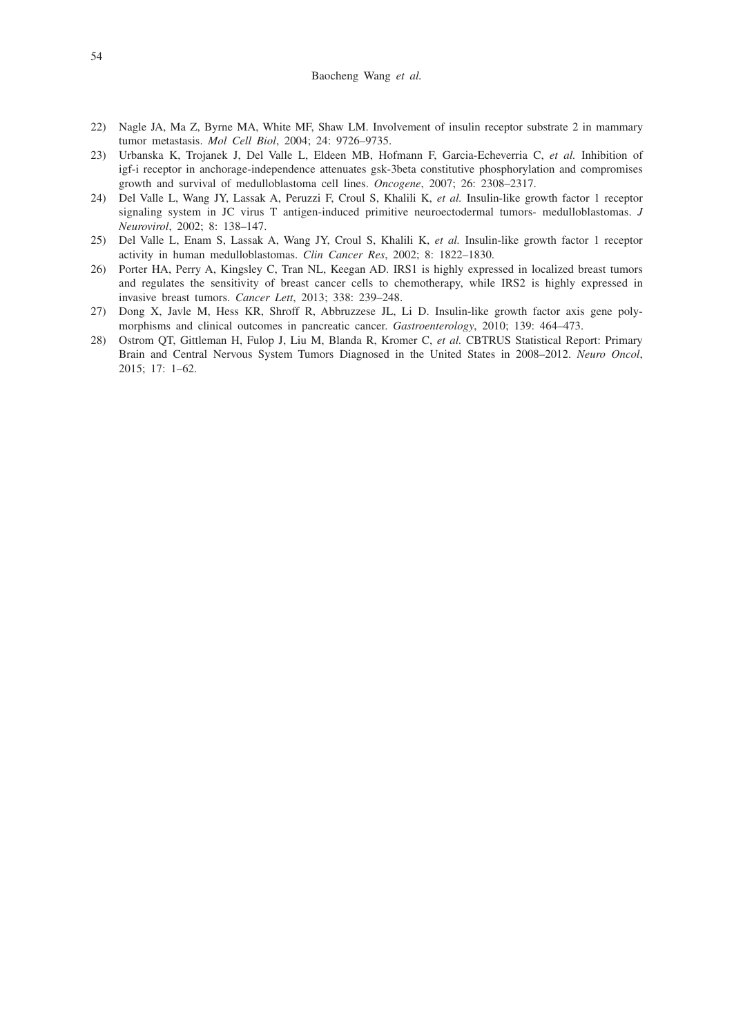22) Nagle JA, Ma Z, Byrne MA, White MF, Shaw LM. Involvement of insulin receptor substrate 2 in mammary tumor metastasis. *Mol Cell Biol*, 2004; 24: 9726–9735.
23) Urbanska K, Trojanek J, Del Valle L, Eldeen MB, Hofmann F, Garcia-Echeverria C, *et al.* Inhibition of igf-i receptor in anchorage-independence attenuates gsk-3beta constitutive phosphorylation and compromises growth and survival of medulloblastoma cell lines. *Oncogene*, 2007; 26: 2308–2317.
24) Del Valle L, Wang JY, Lassak A, Peruzzi F, Croul S, Khalili K, *et al.* Insulin-like growth factor 1 receptor signaling system in JC virus T antigen-induced primitive neuroectodermal tumors- medulloblastomas. *J Neurovirol*, 2002; 8: 138–147.
25) Del Valle L, Enam S, Lassak A, Wang JY, Croul S, Khalili K, *et al.* Insulin-like growth factor 1 receptor activity in human medulloblastomas. *Clin Cancer Res*, 2002; 8: 1822–1830.
26) Porter HA, Perry A, Kingsley C, Tran NL, Keegan AD. IRS1 is highly expressed in localized breast tumors and regulates the sensitivity of breast cancer cells to chemotherapy, while IRS2 is highly expressed in invasive breast tumors. *Cancer Lett*, 2013; 338: 239–248.
27) Dong X, Javle M, Hess KR, Shroff R, Abbruzzese JL, Li D. Insulin-like growth factor axis gene polymorphisms and clinical outcomes in pancreatic cancer. *Gastroenterology*, 2010; 139: 464–473.
28) Ostrom QT, Gittleman H, Fulop J, Liu M, Blanda R, Kromer C, *et al.* CBTRUS Statistical Report: Primary Brain and Central Nervous System Tumors Diagnosed in the United States in 2008–2012. *Neuro Oncol*, 2015; 17: 1–62.